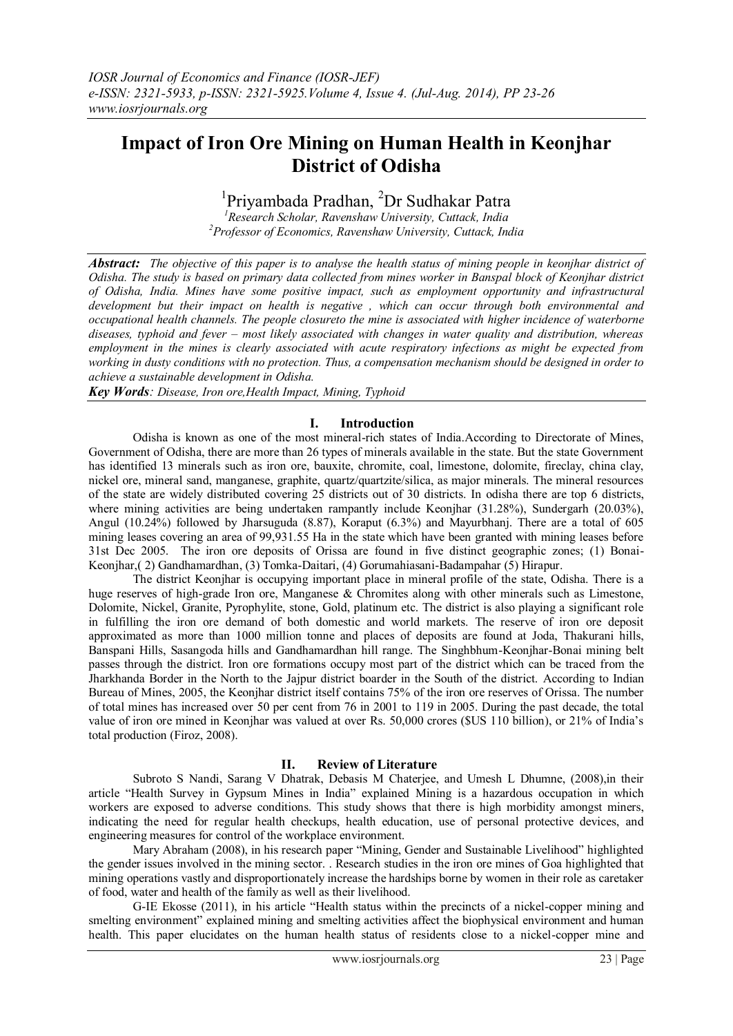# Impact of Iron Ore Mining on Human Health in Keonjhar District of Odisha

[1]Priyambada Pradhan, [2]Dr Sudhakar Patra

[1]*Research Scholar, Ravenshaw University, Cuttack, India*
[2]*Professor of Economics, Ravenshaw University, Cuttack, India*

***Abstract:*** *The objective of this paper is to analyse the health status of mining people in keonjhar district of Odisha. The study is based on primary data collected from mines worker in Banspal block of Keonjhar district of Odisha, India. Mines have some positive impact, such as employment opportunity and infrastructural development but their impact on health is negative , which can occur through both environmental and occupational health channels. The people closureto the mine is associated with higher incidence of waterborne diseases, typhoid and fever – most likely associated with changes in water quality and distribution, whereas employment in the mines is clearly associated with acute respiratory infections as might be expected from working in dusty conditions with no protection. Thus, a compensation mechanism should be designed in order to achieve a sustainable development in Odisha.*

***Key Words****: Disease, Iron ore,Health Impact, Mining, Typhoid*

## I. Introduction

Odisha is known as one of the most mineral-rich states of India.According to Directorate of Mines, Government of Odisha, there are more than 26 types of minerals available in the state. But the state Government has identified 13 minerals such as iron ore, bauxite, chromite, coal, limestone, dolomite, fireclay, china clay, nickel ore, mineral sand, manganese, graphite, quartz/quartzite/silica, as major minerals. The mineral resources of the state are widely distributed covering 25 districts out of 30 districts. In odisha there are top 6 districts, where mining activities are being undertaken rampantly include Keonjhar (31.28%), Sundergarh (20.03%), Angul (10.24%) followed by Jharsuguda (8.87), Koraput (6.3%) and Mayurbhanj. There are a total of 605 mining leases covering an area of 99,931.55 Ha in the state which have been granted with mining leases before 31st Dec 2005. The iron ore deposits of Orissa are found in five distinct geographic zones; (1) Bonai-Keonjhar,( 2) Gandhamardhan, (3) Tomka-Daitari, (4) Gorumahiasani-Badampahar (5) Hirapur.

The district Keonjhar is occupying important place in mineral profile of the state, Odisha. There is a huge reserves of high-grade Iron ore, Manganese & Chromites along with other minerals such as Limestone, Dolomite, Nickel, Granite, Pyrophylite, stone, Gold, platinum etc. The district is also playing a significant role in fulfilling the iron ore demand of both domestic and world markets. The reserve of iron ore deposit approximated as more than 1000 million tonne and places of deposits are found at Joda, Thakurani hills, Banspani Hills, Sasangoda hills and Gandhamardhan hill range. The Singhbhum-Keonjhar-Bonai mining belt passes through the district. Iron ore formations occupy most part of the district which can be traced from the Jharkhanda Border in the North to the Jajpur district boarder in the South of the district. According to Indian Bureau of Mines, 2005, the Keonjhar district itself contains 75% of the iron ore reserves of Orissa. The number of total mines has increased over 50 per cent from 76 in 2001 to 119 in 2005. During the past decade, the total value of iron ore mined in Keonjhar was valued at over Rs. 50,000 crores ($US 110 billion), or 21% of India's total production (Firoz, 2008).

## II. Review of Literature

Subroto S Nandi, Sarang V Dhatrak, Debasis M Chaterjee, and Umesh L Dhumne, (2008),in their article "Health Survey in Gypsum Mines in India" explained Mining is a hazardous occupation in which workers are exposed to adverse conditions. This study shows that there is high morbidity amongst miners, indicating the need for regular health checkups, health education, use of personal protective devices, and engineering measures for control of the workplace environment.

Mary Abraham (2008), in his research paper "Mining, Gender and Sustainable Livelihood" highlighted the gender issues involved in the mining sector. . Research studies in the iron ore mines of Goa highlighted that mining operations vastly and disproportionately increase the hardships borne by women in their role as caretaker of food, water and health of the family as well as their livelihood.

G-IE Ekosse (2011), in his article "Health status within the precincts of a nickel-copper mining and smelting environment" explained mining and smelting activities affect the biophysical environment and human health. This paper elucidates on the human health status of residents close to a nickel-copper mine and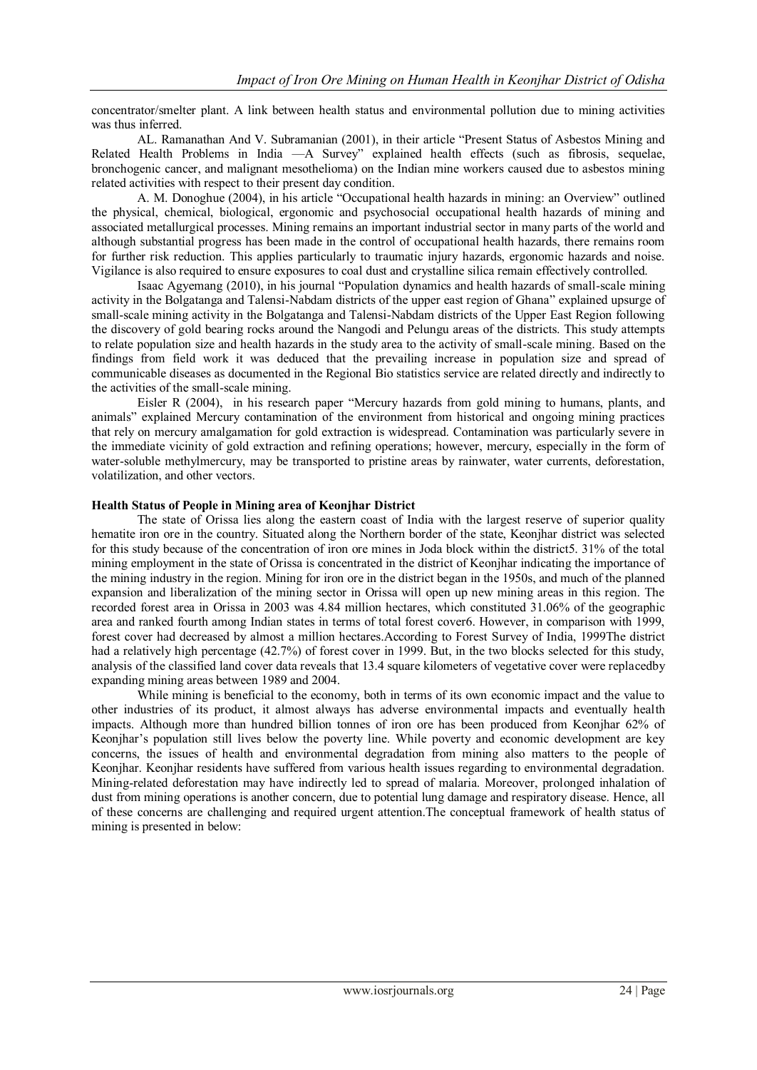concentrator/smelter plant. A link between health status and environmental pollution due to mining activities was thus inferred.

AL. Ramanathan And V. Subramanian (2001), in their article "Present Status of Asbestos Mining and Related Health Problems in India —A Survey" explained health effects (such as fibrosis, sequelae, bronchogenic cancer, and malignant mesothelioma) on the Indian mine workers caused due to asbestos mining related activities with respect to their present day condition.

A. M. Donoghue (2004), in his article "Occupational health hazards in mining: an Overview" outlined the physical, chemical, biological, ergonomic and psychosocial occupational health hazards of mining and associated metallurgical processes. Mining remains an important industrial sector in many parts of the world and although substantial progress has been made in the control of occupational health hazards, there remains room for further risk reduction. This applies particularly to traumatic injury hazards, ergonomic hazards and noise. Vigilance is also required to ensure exposures to coal dust and crystalline silica remain effectively controlled.

Isaac Agyemang (2010), in his journal "Population dynamics and health hazards of small-scale mining activity in the Bolgatanga and Talensi-Nabdam districts of the upper east region of Ghana" explained upsurge of small-scale mining activity in the Bolgatanga and Talensi-Nabdam districts of the Upper East Region following the discovery of gold bearing rocks around the Nangodi and Pelungu areas of the districts. This study attempts to relate population size and health hazards in the study area to the activity of small-scale mining. Based on the findings from field work it was deduced that the prevailing increase in population size and spread of communicable diseases as documented in the Regional Bio statistics service are related directly and indirectly to the activities of the small-scale mining.

Eisler R (2004), in his research paper "Mercury hazards from gold mining to humans, plants, and animals" explained Mercury contamination of the environment from historical and ongoing mining practices that rely on mercury amalgamation for gold extraction is widespread. Contamination was particularly severe in the immediate vicinity of gold extraction and refining operations; however, mercury, especially in the form of water-soluble methylmercury, may be transported to pristine areas by rainwater, water currents, deforestation, volatilization, and other vectors.

**Health Status of People in Mining area of Keonjhar District**

The state of Orissa lies along the eastern coast of India with the largest reserve of superior quality hematite iron ore in the country. Situated along the Northern border of the state, Keonjhar district was selected for this study because of the concentration of iron ore mines in Joda block within the district5. 31% of the total mining employment in the state of Orissa is concentrated in the district of Keonjhar indicating the importance of the mining industry in the region. Mining for iron ore in the district began in the 1950s, and much of the planned expansion and liberalization of the mining sector in Orissa will open up new mining areas in this region. The recorded forest area in Orissa in 2003 was 4.84 million hectares, which constituted 31.06% of the geographic area and ranked fourth among Indian states in terms of total forest cover6. However, in comparison with 1999, forest cover had decreased by almost a million hectares.According to Forest Survey of India, 1999The district had a relatively high percentage (42.7%) of forest cover in 1999. But, in the two blocks selected for this study, analysis of the classified land cover data reveals that 13.4 square kilometers of vegetative cover were replacedby expanding mining areas between 1989 and 2004.

While mining is beneficial to the economy, both in terms of its own economic impact and the value to other industries of its product, it almost always has adverse environmental impacts and eventually health impacts. Although more than hundred billion tonnes of iron ore has been produced from Keonjhar 62% of Keonjhar's population still lives below the poverty line. While poverty and economic development are key concerns, the issues of health and environmental degradation from mining also matters to the people of Keonjhar. Keonjhar residents have suffered from various health issues regarding to environmental degradation. Mining-related deforestation may have indirectly led to spread of malaria. Moreover, prolonged inhalation of dust from mining operations is another concern, due to potential lung damage and respiratory disease. Hence, all of these concerns are challenging and required urgent attention.The conceptual framework of health status of mining is presented in below: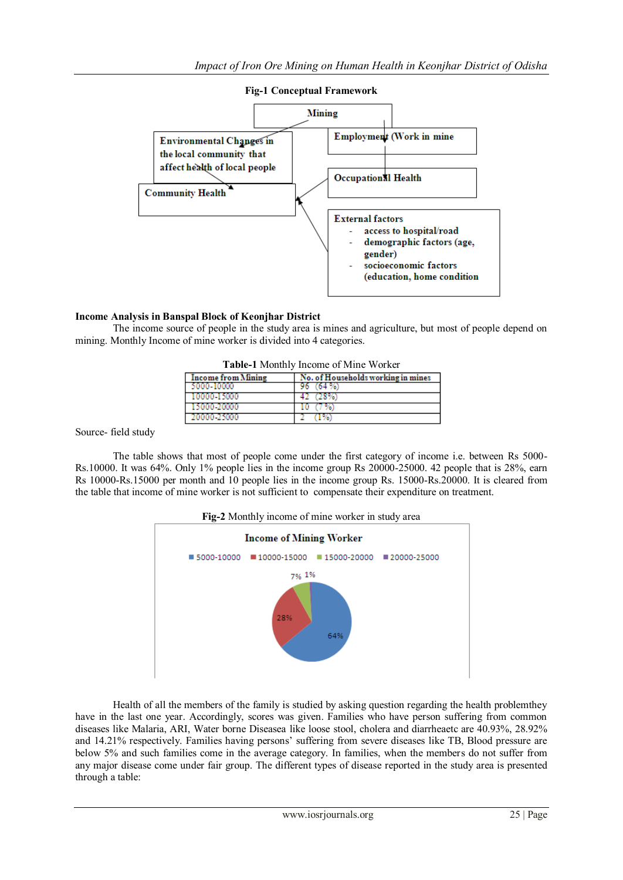**Fig-1 Conceptual Framework**

**Income Analysis in Banspal Block of Keonjhar District**

The income source of people in the study area is mines and agriculture, but most of people depend on mining. Monthly Income of mine worker is divided into 4 categories.

**Table-1** Monthly Income of Mine Worker

| Income from Mining | No. of Households working in mines |
|---|---|
| 5000-10000 | 96 (64 %) |
| 10000-15000 | 42 (28%) |
| 15000-20000 | 10 (7 %) |
| 20000-25000 | 2 (1%) |

Source- field study

The table shows that most of people come under the first category of income i.e. between Rs 5000-Rs.10000. It was 64%. Only 1% people lies in the income group Rs 20000-25000. 42 people that is 28%, earn Rs 10000-Rs.15000 per month and 10 people lies in the income group Rs. 15000-Rs.20000. It is cleared from the table that income of mine worker is not sufficient to compensate their expenditure on treatment.

**Fig-2** Monthly income of mine worker in study area

Health of all the members of the family is studied by asking question regarding the health problemthey have in the last one year. Accordingly, scores was given. Families who have person suffering from common diseases like Malaria, ARI, Water borne Diseasea like loose stool, cholera and diarrheaetc are 40.93%, 28.92% and 14.21% respectively. Families having persons' suffering from severe diseases like TB, Blood pressure are below 5% and such families come in the average category. In families, when the members do not suffer from any major disease come under fair group. The different types of disease reported in the study area is presented through a table: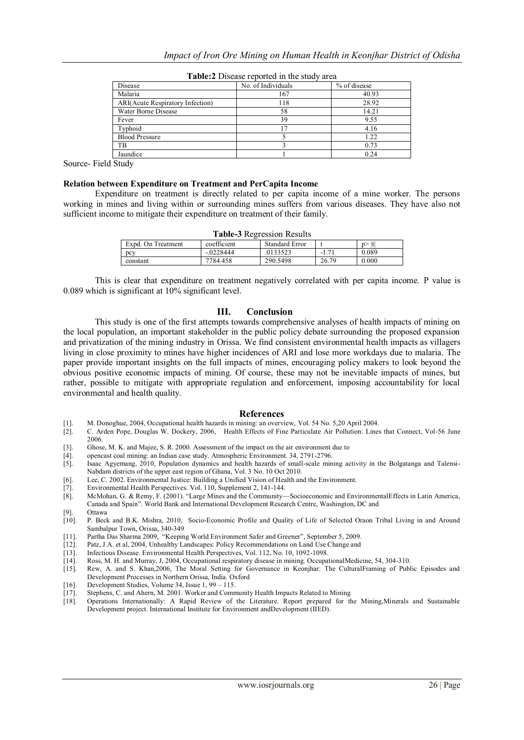**Table:2** Disease reported in the study area

| Disease | No. of Individuals | % of disease |
|---|---|---|
| Malaria | 167 | 40.93 |
| ARI(Acute Respiratory Infection) | 118 | 28.92 |
| Water Borne Disease | 58 | 14.21 |
| Fever | 39 | 9.55 |
| Typhoid | 17 | 4.16 |
| Blood Pressure | 5 | 1.22 |
| TB | 3 | 0.73 |
| Jaundice | 1 | 0.24 |

Source- Field Study

**Relation between Expenditure on Treatment and PerCapita Income**

Expenditure on treatment is directly related to per capita income of a mine worker. The persons working in mines and living within or surrounding mines suffers from various diseases. They have also not sufficient income to mitigate their expenditure on treatment of their family.

**Table-3** Regression Results

| Expd. On Treatment | coefficient | Standard Error | t | p> \|t\| |
|---|---|---|---|---|
| pcy | -.0228444 | .0133523 | -1.71 | 0.089 |
| constant | 7784.458 | 290.5498 | 26.79 | 0.000 |

This is clear that expenditure on treatment negatively correlated with per capita income. P value is 0.089 which is significant at 10% significant level.

## III. Conclusion

This study is one of the first attempts towards comprehensive analyses of health impacts of mining on the local population, an important stakeholder in the public policy debate surrounding the proposed expansion and privatization of the mining industry in Orissa. We find consistent environmental health impacts as villagers living in close proximity to mines have higher incidences of ARI and lose more workdays due to malaria. The paper provide important insights on the full impacts of mines, encouraging policy makers to look beyond the obvious positive economic impacts of mining. Of course, these may not be inevitable impacts of mines, but rather, possible to mitigate with appropriate regulation and enforcement, imposing accountability for local environmental and health quality.

## References

[1]. M. Donoghue, 2004, Occupational health hazards in mining: an overview, Vol. 54 No. 5,20 April 2004.
[2]. C. Arden Pope, Douglas W. Dockery, 2006, Health Effects of Fine Particulate Air Pollution: Lines that Connect, Vol-56 June 2006.
[3]. Ghose, M. K. and Majee, S. R. 2000. Assessment of the impact on the air environment due to
[4]. opencast coal mining: an Indian case study. Atmospheric Environment. 34, 2791-2796.
[5]. Isaac Agyemang, 2010, Population dynamics and health hazards of small-scale mining activity in the Bolgatanga and Talensi-Nabdam districts of the upper east region of Ghana, Vol. 3 No. 10 Oct 2010.
[6]. Lee, C. 2002. Environmental Justice: Building a Unified Vision of Health and the Environment.
[7]. Environmental Health Perspectives. Vol. 110, Supplement 2, 141-144.
[8]. McMohan, G. & Remy, F. (2001). "Large Mines and the Community—Socioeconomic and EnvironmentalEffects in Latin America, Canada and Spain". World Bank and International Development Research Centre, Washington, DC and
[9]. Ottawa
[10]. P. Beck and B.K. Mishra, 2010, Socio-Economic Profile and Quality of Life of Selected Oraon Tribal Living in and Around Sambalpur Town, Orissa, 340-349
[11]. Partha Das Sharma 2009, "Keeping World Environment Safer and Greener", September 5, 2009.
[12]. Patz, J.A. et al, 2004, Unhealthy Landscapes: Policy Recommendations on Land Use Change and
[13]. Infectious Disease. Environmental Health Perspectives, Vol. 112, No. 10, 1092-1098.
[14]. Ross, M. H. and Murray, J, 2004, Occupational respiratory disease in mining. OccupationalMedicine, 54, 304-310.
[15]. Rew, A. and S. Khan,2006, The Moral Setting for Governance in Keonjhar: The CulturalFraming of Public Episodes and Development Processes in Northern Orissa, India. Oxford
[16]. Development Studies, Volume 34, Issue 1, 99 – 115.
[17]. Stephens, C. and Ahern, M. 2001. Worker and Community Health Impacts Related to Mining
[18]. Operations Internationally: A Rapid Review of the Literature. Report prepared for the Mining,Minerals and Sustainable Development project. International Institute for Environment andDevelopment (IIED).